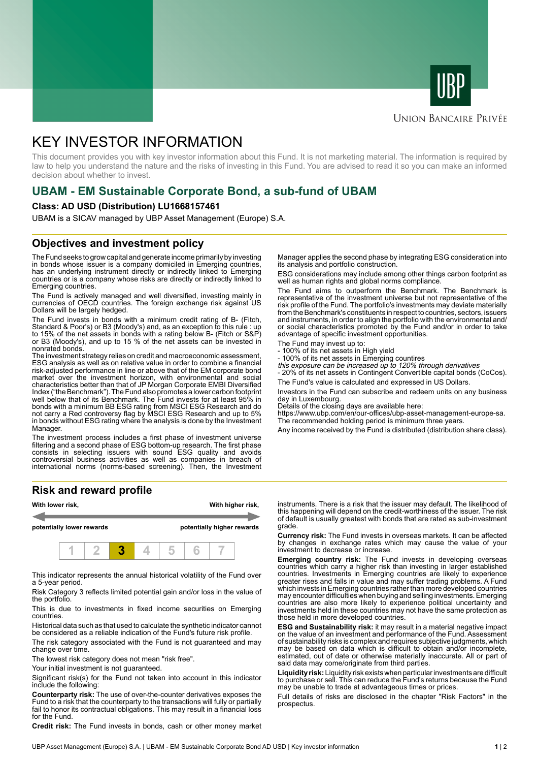UBP

UNION BANCAIRE PRIVÉE

# KEY INVESTOR INFORMATION

This document provides you with key investor information about this Fund. It is not marketing material. The information is required by law to help you understand the nature and the risks of investing in this Fund. You are advised to read it so you can make an informed decision about whether to invest.

## UBAM - EM Sustainable Corporate Bond, a sub-fund of UBAM

**Class: AD USD (Distribution) LU1668157461**

UBAM is a SICAV managed by UBP Asset Management (Europe) S.A.

## Objectives and investment policy

The Fund seeks to grow capital and generate income primarily by investing in bonds whose issuer is a company domiciled in Emerging countries, has an underlying instrument directly or indirectly linked to Emerging countries or is a company whose risks are directly or indirectly linked to Emerging countries.

The Fund is actively managed and well diversified, investing mainly in currencies of OECD countries. The foreign exchange risk against US Dollars will be largely hedged.

The Fund invests in bonds with a minimum credit rating of B- (Fitch, Standard & Poor's) or B3 (Moody's) and, as an exception to this rule : up to 15% of the net assets in bonds with a rating below B- (Fitch or S&P) or B3 (Moody's), and up to 15 % of the net assets can be invested in nonrated bonds.

The investment strategy relies on credit and macroeconomic assessment, ESG analysis as well as on relative value in order to combine a financial risk-adjusted performance in line or above that of the EM corporate bond market over the investment horizon, with environmental and social characteristics better than that of JP Morgan Corporate EMBI Diversified Index ("the Benchmark"). The Fund also promotes a lower carbon footprint well below that of its Benchmark. The Fund invests for at least 95% in bonds with a minimum BB ESG rating from MSCI ESG Research and do not carry a Red controversy flag by MSCI ESG Research and up to 5% in bonds without ESG rating where the analysis is done by the Investment Manager.

The investment process includes a first phase of investment universe filtering and a second phase of ESG bottom-up research. The first phase consists in selecting issuers with sound ESG quality and avoids controversial business activities as well as companies in breach of international norms (norms-based screening). Then, the Investment Manager applies the second phase by integrating ESG consideration into its analysis and portfolio construction.

ESG considerations may include among other things carbon footprint as well as human rights and global norms compliance.

The Fund aims to outperform the Benchmark. The Benchmark is representative of the investment universe but not representative of the risk profile of the Fund. The portfolio's investments may deviate materially from the Benchmark's constituents in respect to countries, sectors, issuers and instruments, in order to align the portfolio with the environmental and/or social characteristics promoted by the Fund and/or in order to take advantage of specific investment opportunities.

The Fund may invest up to:
- 100% of its net assets in High yield
- 100% of its net assets in Emerging countries
*this exposure can be increased up to 120% through derivatives*
- 20% of its net assets in Contingent Convertible capital bonds (CoCos).

The Fund's value is calculated and expressed in US Dollars.

Investors in the Fund can subscribe and redeem units on any business day in Luxembourg.
Details of the closing days are available here:
https://www.ubp.com/en/our-offices/ubp-asset-management-europe-sa.
The recommended holding period is minimum three years.

Any income received by the Fund is distributed (distribution share class).

## Risk and reward profile

| With lower risk, potentially lower rewards | | | | | | With higher risk, potentially higher rewards |
|---|---|---|---|---|---|---|
| 1 | 2 | **3** | 4 | 5 | 6 | 7 |

This indicator represents the annual historical volatility of the Fund over a 5-year period.

Risk Category 3 reflects limited potential gain and/or loss in the value of the portfolio.

This is due to investments in fixed income securities on Emerging countries.

Historical data such as that used to calculate the synthetic indicator cannot be considered as a reliable indication of the Fund's future risk profile.

The risk category associated with the Fund is not guaranteed and may change over time.

The lowest risk category does not mean "risk free".

Your initial investment is not guaranteed.

Significant risk(s) for the Fund not taken into account in this indicator include the following:

**Counterparty risk:** The use of over-the-counter derivatives exposes the Fund to a risk that the counterparty to the transactions will fully or partially fail to honor its contractual obligations. This may result in a financial loss for the Fund.

**Credit risk:** The Fund invests in bonds, cash or other money market instruments. There is a risk that the issuer may default. The likelihood of this happening will depend on the credit-worthiness of the issuer. The risk of default is usually greatest with bonds that are rated as sub-investment grade.

**Currency risk:** The Fund invests in overseas markets. It can be affected by changes in exchange rates which may cause the value of your investment to decrease or increase.

**Emerging country risk:** The Fund invests in developing overseas countries which carry a higher risk than investing in larger established countries. Investments in Emerging countries are likely to experience greater rises and falls in value and may suffer trading problems. A Fund which invests in Emerging countries rather than more developed countries may encounter difficulties when buying and selling investments. Emerging countries are also more likely to experience political uncertainty and investments held in these countries may not have the same protection as those held in more developed countries.

**ESG and Sustainability risk:** it may result in a material negative impact on the value of an investment and performance of the Fund. Assessment of sustainability risks is complex and requires subjective judgments, which may be based on data which is difficult to obtain and/or incomplete, estimated, out of date or otherwise materially inaccurate. All or part of said data may come/originate from third parties.

**Liquidity risk:** Liquidity risk exists when particular investments are difficult to purchase or sell. This can reduce the Fund's returns because the Fund may be unable to trade at advantageous times or prices.

Full details of risks are disclosed in the chapter "Risk Factors" in the prospectus.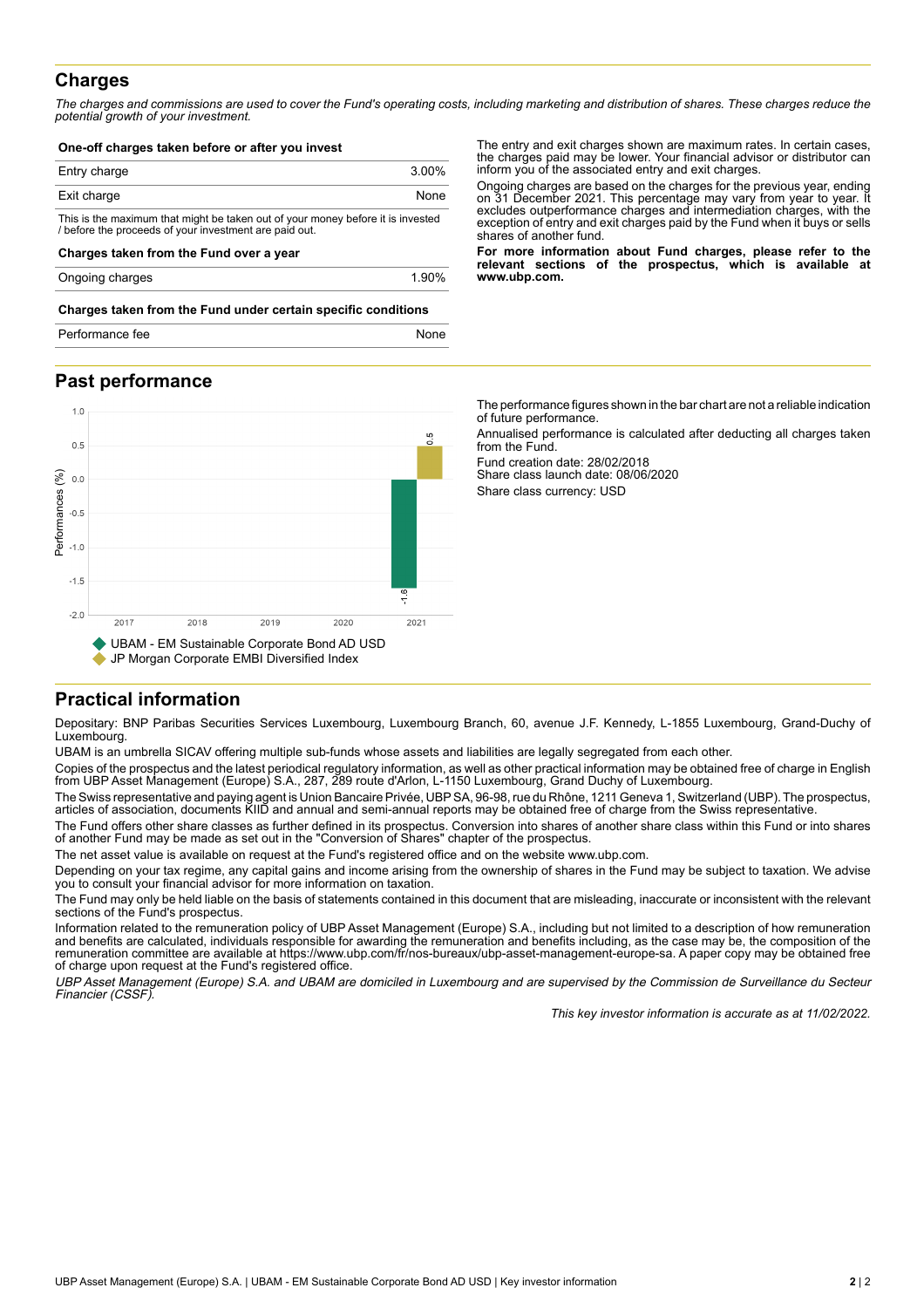## Charges

*The charges and commissions are used to cover the Fund's operating costs, including marketing and distribution of shares. These charges reduce the potential growth of your investment.*

| One-off charges taken before or after you invest | |
|---|---|
| Entry charge | 3.00% |
| Exit charge | None |

This is the maximum that might be taken out of your money before it is invested / before the proceeds of your investment are paid out.

| Charges taken from the Fund over a year | |
|---|---|
| Ongoing charges | 1.90% |

| Charges taken from the Fund under certain specific conditions | |
|---|---|
| Performance fee | None |

The entry and exit charges shown are maximum rates. In certain cases, the charges paid may be lower. Your financial advisor or distributor can inform you of the associated entry and exit charges.

Ongoing charges are based on the charges for the previous year, ending on 31 December 2021. This percentage may vary from year to year. It excludes outperformance charges and intermediation charges, with the exception of entry and exit charges paid by the Fund when it buys or sells shares of another fund.

**For more information about Fund charges, please refer to the relevant sections of the prospectus, which is available at www.ubp.com.**

## Past performance

Performances (%)

1.0
0.5
0.0
-0.5
-1.0
-1.5
-2.0

2017
2018
2019
2020
2021

-1.6
0.5

UBAM - EM Sustainable Corporate Bond AD USD
JP Morgan Corporate EMBI Diversified Index

The performance figures shown in the bar chart are not a reliable indication of future performance.

Annualised performance is calculated after deducting all charges taken from the Fund.

Fund creation date: 28/02/2018
Share class launch date: 08/06/2020
Share class currency: USD

## Practical information

Depositary: BNP Paribas Securities Services Luxembourg, Luxembourg Branch, 60, avenue J.F. Kennedy, L-1855 Luxembourg, Grand-Duchy of Luxembourg.

UBAM is an umbrella SICAV offering multiple sub-funds whose assets and liabilities are legally segregated from each other.

Copies of the prospectus and the latest periodical regulatory information, as well as other practical information may be obtained free of charge in English from UBP Asset Management (Europe) S.A., 287, 289 route d'Arlon, L-1150 Luxembourg, Grand Duchy of Luxembourg.

The Swiss representative and paying agent is Union Bancaire Privée, UBP SA, 96-98, rue du Rhône, 1211 Geneva 1, Switzerland (UBP). The prospectus, articles of association, documents KIID and annual and semi-annual reports may be obtained free of charge from the Swiss representative.

The Fund offers other share classes as further defined in its prospectus. Conversion into shares of another share class within this Fund or into shares of another Fund may be made as set out in the "Conversion of Shares" chapter of the prospectus.

The net asset value is available on request at the Fund's registered office and on the website www.ubp.com.

Depending on your tax regime, any capital gains and income arising from the ownership of shares in the Fund may be subject to taxation. We advise you to consult your financial advisor for more information on taxation.

The Fund may only be held liable on the basis of statements contained in this document that are misleading, inaccurate or inconsistent with the relevant sections of the Fund's prospectus.

Information related to the remuneration policy of UBP Asset Management (Europe) S.A., including but not limited to a description of how remuneration and benefits are calculated, individuals responsible for awarding the remuneration and benefits including, as the case may be, the composition of the remuneration committee are available at https://www.ubp.com/fr/nos-bureaux/ubp-asset-management-europe-sa. A paper copy may be obtained free of charge upon request at the Fund's registered office.

*UBP Asset Management (Europe) S.A. and UBAM are domiciled in Luxembourg and are supervised by the Commission de Surveillance du Secteur Financier (CSSF).*

*This key investor information is accurate as at 11/02/2022.*